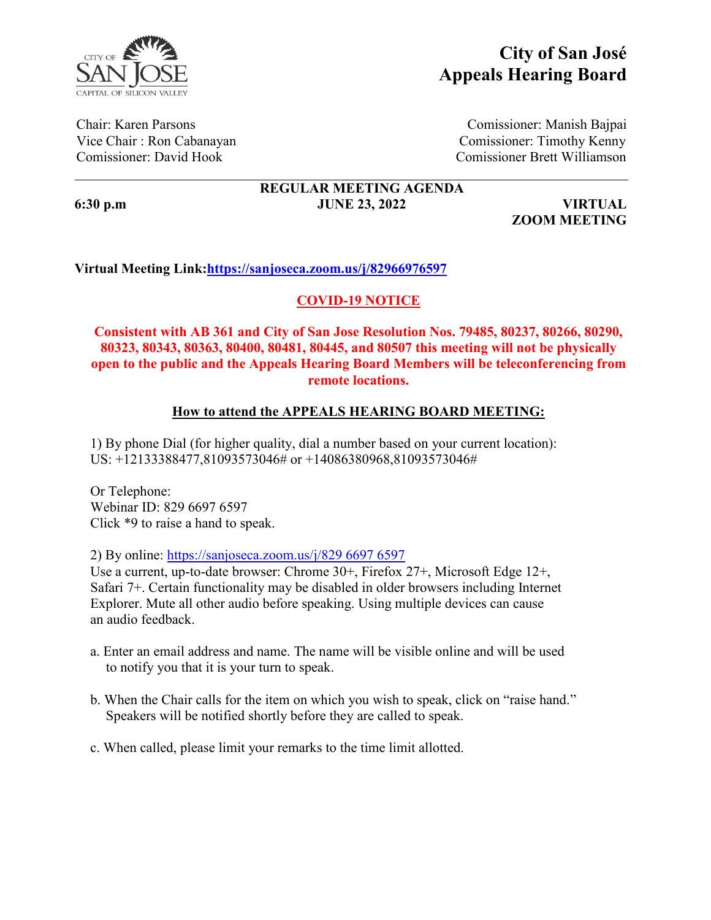# City of San José
# Appeals Hearing Board

Chair: Karen Parsons
Vice Chair : Ron Cabanayan
Comissioner: David Hook

Comissioner: Manish Bajpai
Comissioner: Timothy Kenny
Comissioner Brett Williamson

---

**REGULAR MEETING AGENDA**

**6:30 p.m** | **JUNE 23, 2022** | **VIRTUAL ZOOM MEETING**

**Virtual Meeting Link:[https://sanjoseca.zoom.us/j/82966976597](https://sanjoseca.zoom.us/j/82966976597)**

## COVID-19 NOTICE

**Consistent with AB 361 and City of San Jose Resolution Nos. 79485, 80237, 80266, 80290, 80323, 80343, 80363, 80400, 80481, 80445, and 80507 this meeting will not be physically open to the public and the Appeals Hearing Board Members will be teleconferencing from remote locations.**

## How to attend the APPEALS HEARING BOARD MEETING:

1) By phone Dial (for higher quality, dial a number based on your current location):
US: +12133388477,81093573046# or +14086380968,81093573046#

Or Telephone:
Webinar ID: 829 6697 6597
Click *9 to raise a hand to speak.

2) By online: [https://sanjoseca.zoom.us/j/829 6697 6597](https://sanjoseca.zoom.us/j/82966976597)
Use a current, up-to-date browser: Chrome 30+, Firefox 27+, Microsoft Edge 12+, Safari 7+. Certain functionality may be disabled in older browsers including Internet Explorer. Mute all other audio before speaking. Using multiple devices can cause an audio feedback.

a. Enter an email address and name. The name will be visible online and will be used to notify you that it is your turn to speak.

b. When the Chair calls for the item on which you wish to speak, click on "raise hand." Speakers will be notified shortly before they are called to speak.

c. When called, please limit your remarks to the time limit allotted.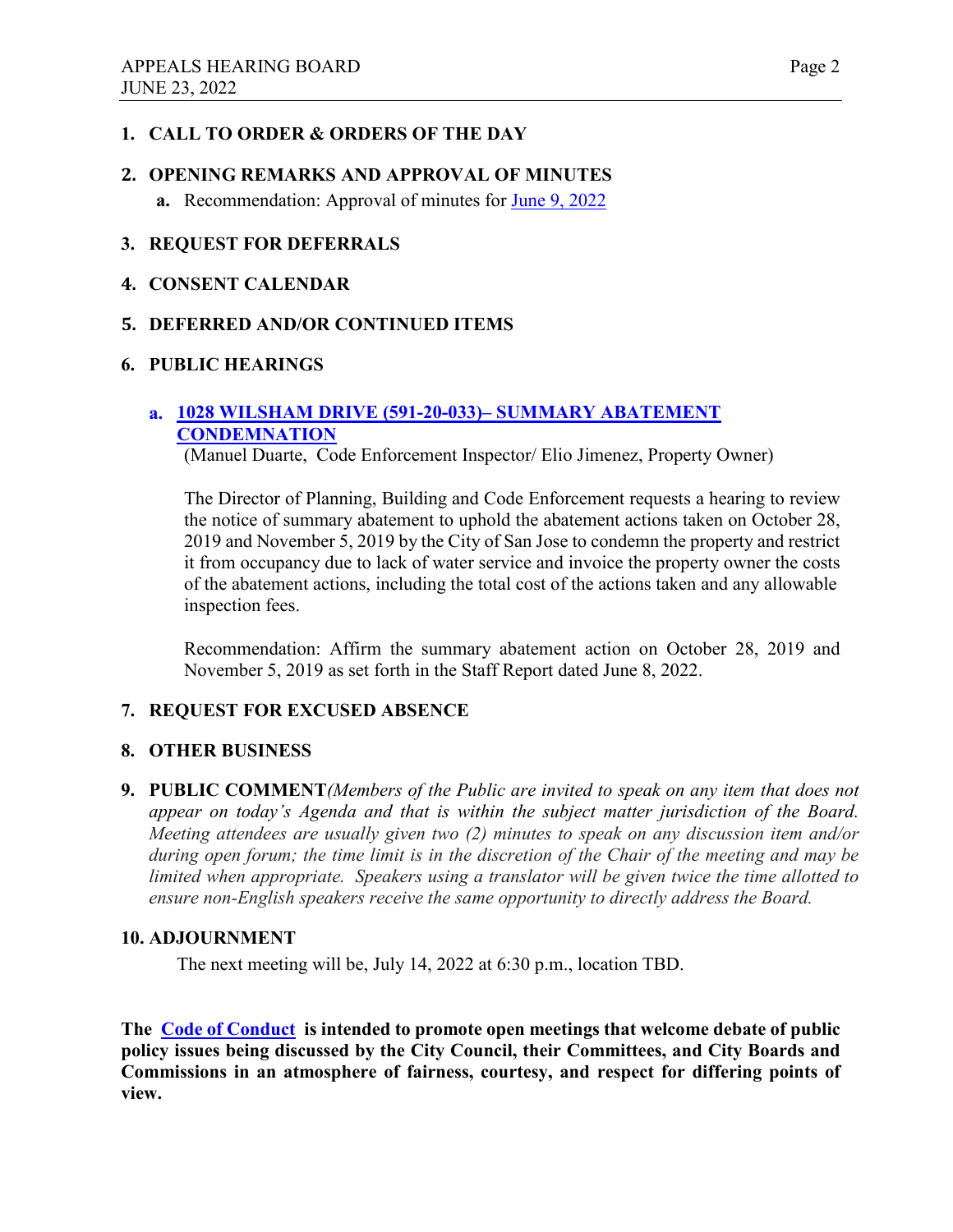1. **CALL TO ORDER & ORDERS OF THE DAY**

2. **OPENING REMARKS AND APPROVAL OF MINUTES**
   a. Recommendation: Approval of minutes for June 9, 2022

3. **REQUEST FOR DEFERRALS**

4. **CONSENT CALENDAR**

5. **DEFERRED AND/OR CONTINUED ITEMS**

6. **PUBLIC HEARINGS**

   a. **1028 WILSHAM DRIVE (591-20-033)– SUMMARY ABATEMENT CONDEMNATION**
   (Manuel Duarte, Code Enforcement Inspector/ Elio Jimenez, Property Owner)

   The Director of Planning, Building and Code Enforcement requests a hearing to review the notice of summary abatement to uphold the abatement actions taken on October 28, 2019 and November 5, 2019 by the City of San Jose to condemn the property and restrict it from occupancy due to lack of water service and invoice the property owner the costs of the abatement actions, including the total cost of the actions taken and any allowable inspection fees.

   Recommendation: Affirm the summary abatement action on October 28, 2019 and November 5, 2019 as set forth in the Staff Report dated June 8, 2022.

7. **REQUEST FOR EXCUSED ABSENCE**

8. **OTHER BUSINESS**

9. **PUBLIC COMMENT** *(Members of the Public are invited to speak on any item that does not appear on today's Agenda and that is within the subject matter jurisdiction of the Board. Meeting attendees are usually given two (2) minutes to speak on any discussion item and/or during open forum; the time limit is in the discretion of the Chair of the meeting and may be limited when appropriate. Speakers using a translator will be given twice the time allotted to ensure non-English speakers receive the same opportunity to directly address the Board.*

10. **ADJOURNMENT**
    The next meeting will be, July 14, 2022 at 6:30 p.m., location TBD.

**The Code of Conduct is intended to promote open meetings that welcome debate of public policy issues being discussed by the City Council, their Committees, and City Boards and Commissions in an atmosphere of fairness, courtesy, and respect for differing points of view.**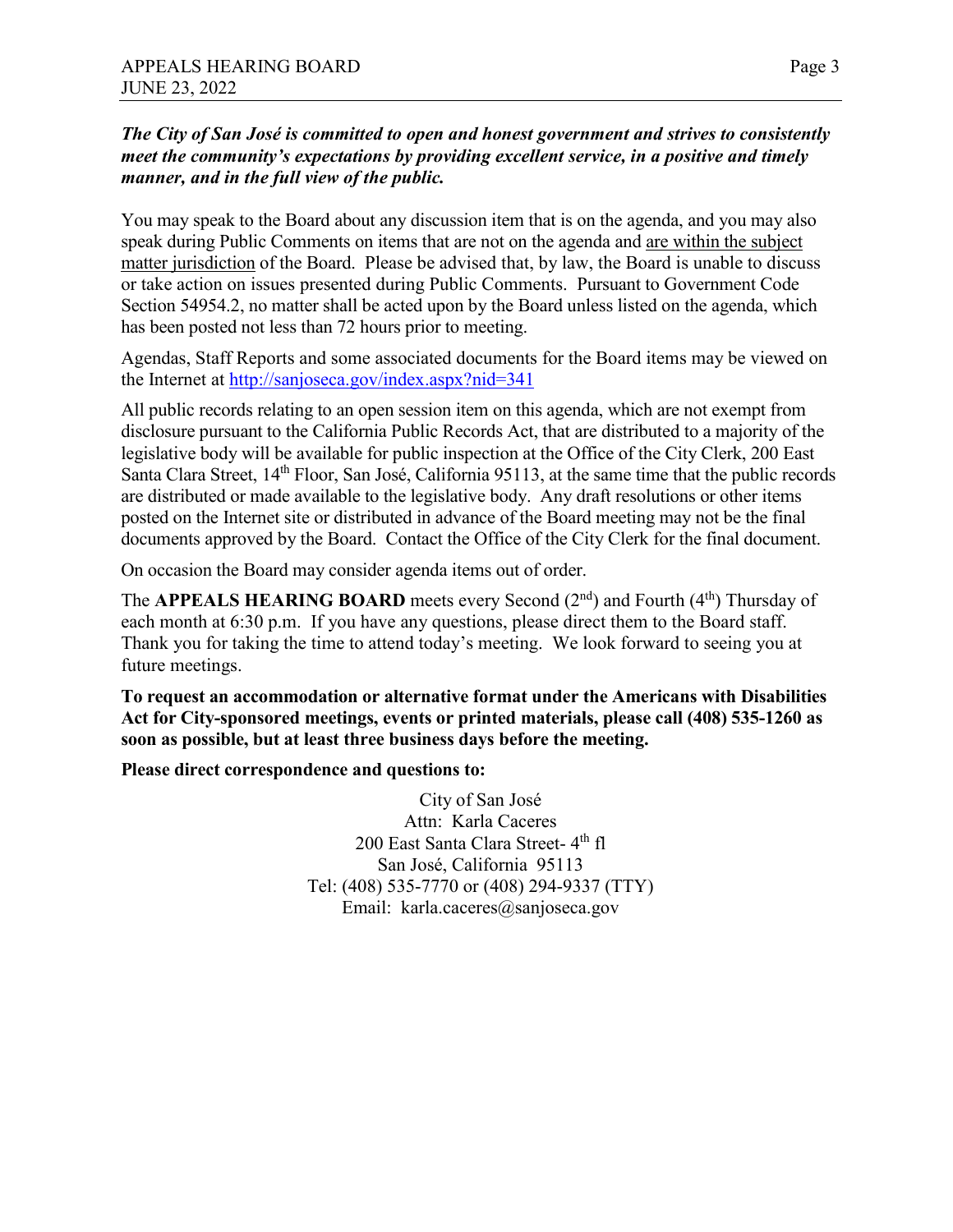***The City of San José is committed to open and honest government and strives to consistently meet the community's expectations by providing excellent service, in a positive and timely manner, and in the full view of the public.***

You may speak to the Board about any discussion item that is on the agenda, and you may also speak during Public Comments on items that are not on the agenda and are within the subject matter jurisdiction of the Board. Please be advised that, by law, the Board is unable to discuss or take action on issues presented during Public Comments. Pursuant to Government Code Section 54954.2, no matter shall be acted upon by the Board unless listed on the agenda, which has been posted not less than 72 hours prior to meeting.

Agendas, Staff Reports and some associated documents for the Board items may be viewed on the Internet at http://sanjoseca.gov/index.aspx?nid=341

All public records relating to an open session item on this agenda, which are not exempt from disclosure pursuant to the California Public Records Act, that are distributed to a majority of the legislative body will be available for public inspection at the Office of the City Clerk, 200 East Santa Clara Street, 14th Floor, San José, California 95113, at the same time that the public records are distributed or made available to the legislative body. Any draft resolutions or other items posted on the Internet site or distributed in advance of the Board meeting may not be the final documents approved by the Board. Contact the Office of the City Clerk for the final document.

On occasion the Board may consider agenda items out of order.

The **APPEALS HEARING BOARD** meets every Second (2nd) and Fourth (4th) Thursday of each month at 6:30 p.m. If you have any questions, please direct them to the Board staff. Thank you for taking the time to attend today's meeting. We look forward to seeing you at future meetings.

**To request an accommodation or alternative format under the Americans with Disabilities Act for City-sponsored meetings, events or printed materials, please call (408) 535-1260 as soon as possible, but at least three business days before the meeting.**

**Please direct correspondence and questions to:**

City of San José
Attn: Karla Caceres
200 East Santa Clara Street- 4th fl
San José, California 95113
Tel: (408) 535-7770 or (408) 294-9337 (TTY)
Email: karla.caceres@sanjoseca.gov